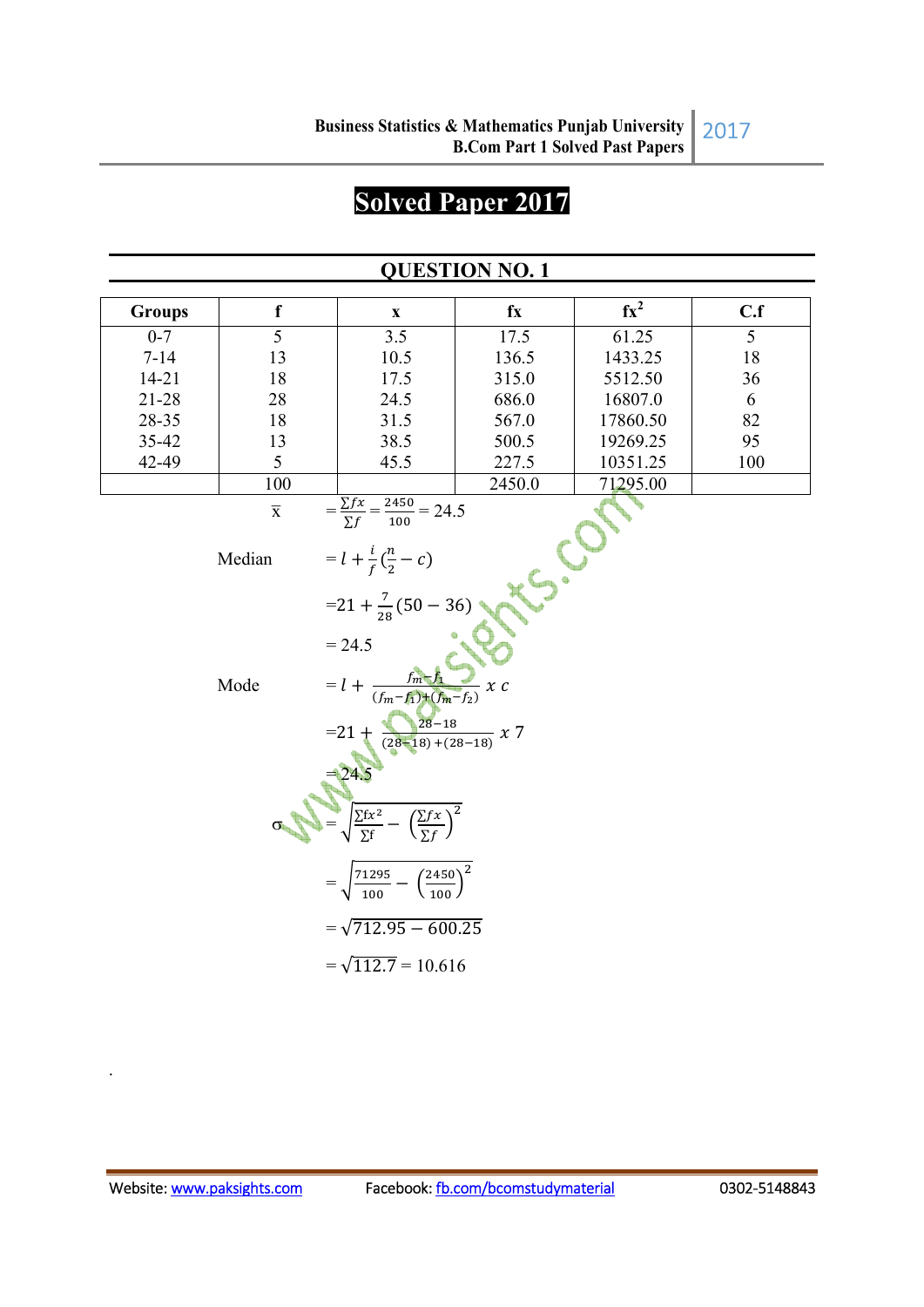# Solved Paper 2017

## QUESTION NO. 1

| Groups | f | x | fx | fx² | C.f |
|---|---|---|---|---|---|
| 0-7 | 5 | 3.5 | 17.5 | 61.25 | 5 |
| 7-14 | 13 | 10.5 | 136.5 | 1433.25 | 18 |
| 14-21 | 18 | 17.5 | 315.0 | 5512.50 | 36 |
| 21-28 | 28 | 24.5 | 686.0 | 16807.0 | 6 |
| 28-35 | 18 | 31.5 | 567.0 | 17860.50 | 82 |
| 35-42 | 13 | 38.5 | 500.5 | 19269.25 | 95 |
| 42-49 | 5 | 45.5 | 227.5 | 10351.25 | 100 |
| | 100 | | 2450.0 | 71295.00 | |

$\bar{x} = \frac{\Sigma fx}{\Sigma f} = \frac{2450}{100} = 24.5$

Median $= l + \frac{i}{f}\left(\frac{n}{2} - c\right)$

$= 21 + \frac{7}{28}(50 - 36)$

$= 24.5$

Mode $= l + \frac{f_m - f_1}{(f_m - f_1) + (f_m - f_2)} \times c$

$= 21 + \frac{28 - 18}{(28-18) + (28-18)} \times 7$

$= 24.5$

$\sigma = \sqrt{\frac{\Sigma fx^2}{\Sigma f} - \left(\frac{\Sigma fx}{\Sigma f}\right)^2}$

$= \sqrt{\frac{71295}{100} - \left(\frac{2450}{100}\right)^2}$

$= \sqrt{712.95 - 600.25}$

$= \sqrt{112.7} = 10.616$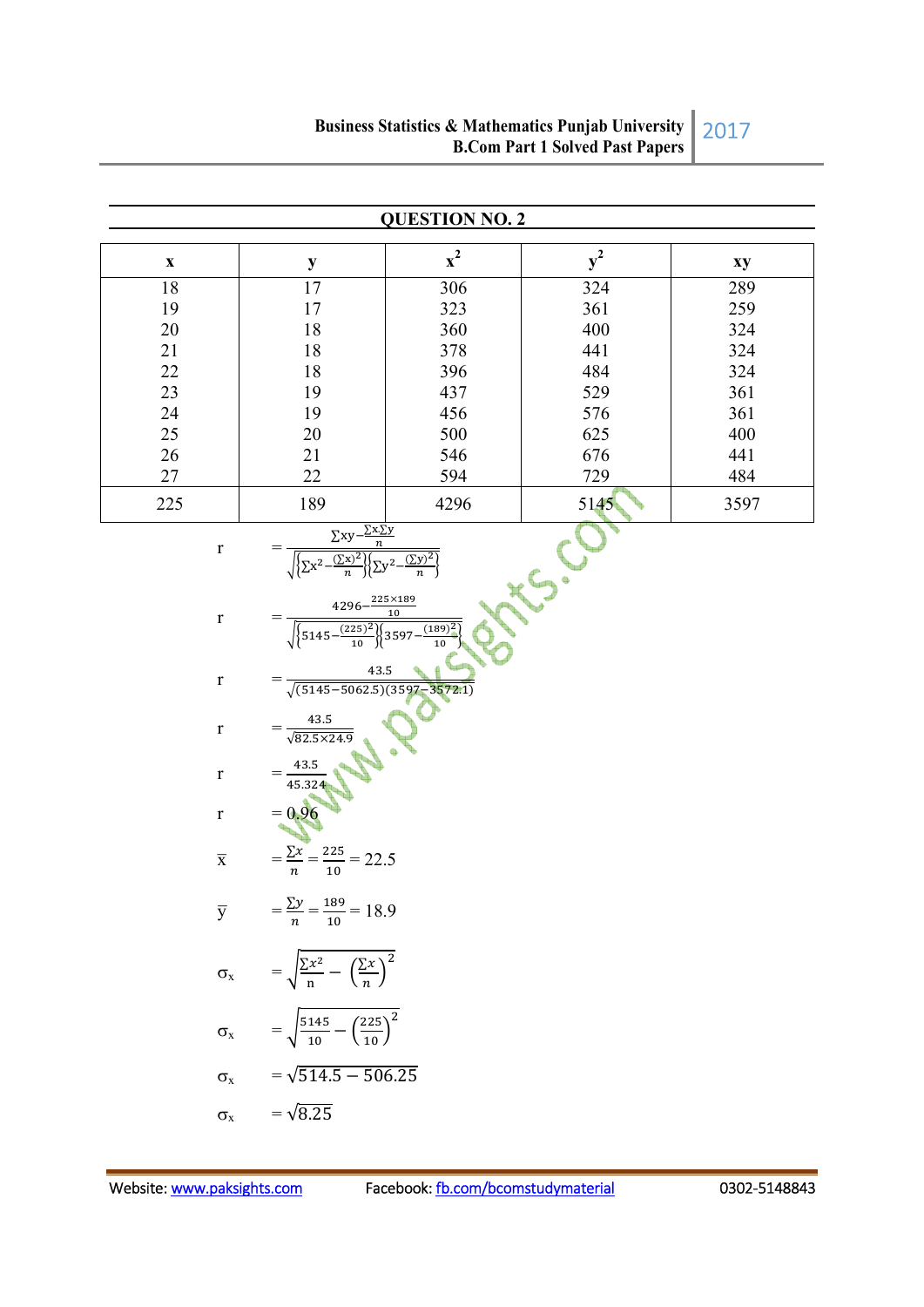## QUESTION NO. 2

| x | y | $x^2$ | $y^2$ | xy |
|---|---|---|---|---|
| 18 | 17 | 306 | 324 | 289 |
| 19 | 17 | 323 | 361 | 259 |
| 20 | 18 | 360 | 400 | 324 |
| 21 | 18 | 378 | 441 | 324 |
| 22 | 18 | 396 | 484 | 324 |
| 23 | 19 | 437 | 529 | 361 |
| 24 | 19 | 456 | 576 | 361 |
| 25 | 20 | 500 | 625 | 400 |
| 26 | 21 | 546 | 676 | 441 |
| 27 | 22 | 594 | 729 | 484 |
| 225 | 189 | 4296 | 5145 | 3597 |

$$r = \frac{\sum xy - \frac{\sum x \sum y}{n}}{\sqrt{\left\{\sum x^2 - \frac{(\sum x)^2}{n}\right\}\left\{\sum y^2 - \frac{(\sum y)^2}{n}\right\}}}$$

$$r = \frac{4296 - \frac{225 \times 189}{10}}{\sqrt{\left\{5145 - \frac{(225)^2}{10}\right\}\left\{3597 - \frac{(189)^2}{10}\right\}}}$$

$$r = \frac{43.5}{\sqrt{(5145 - 5062.5)(3597 - 3572.1)}}$$

$$r = \frac{43.5}{\sqrt{82.5 \times 24.9}}$$

$$r = \frac{43.5}{45.324}$$

$$r = 0.96$$

$$\bar{x} = \frac{\sum x}{n} = \frac{225}{10} = 22.5$$

$$\bar{y} = \frac{\sum y}{n} = \frac{189}{10} = 18.9$$

$$\sigma_x = \sqrt{\frac{\sum x^2}{n} - \left(\frac{\sum x}{n}\right)^2}$$

$$\sigma_x = \sqrt{\frac{5145}{10} - \left(\frac{225}{10}\right)^2}$$

$$\sigma_x = \sqrt{514.5 - 506.25}$$

$$\sigma_x = \sqrt{8.25}$$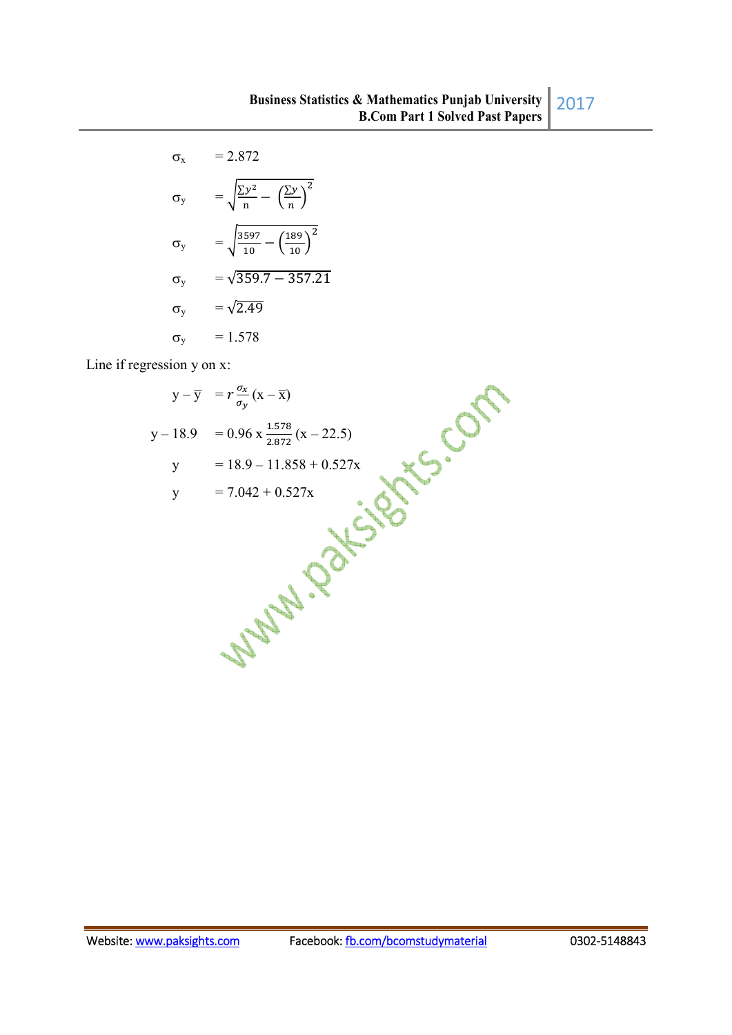$\sigma_x$ = 2.872

$$\sigma_y = \sqrt{\frac{\sum y^2}{n} - \left(\frac{\sum y}{n}\right)^2}$$

$$\sigma_y = \sqrt{\frac{3597}{10} - \left(\frac{189}{10}\right)^2}$$

$$\sigma_y = \sqrt{359.7 - 357.21}$$

$$\sigma_y = \sqrt{2.49}$$

$$\sigma_y = 1.578$$

Line if regression y on x:

$$y - \bar{y} = r\frac{\sigma_x}{\sigma_y}(x - \bar{x})$$

$$y - 18.9 = 0.96 \text{ x } \frac{1.578}{2.872}(x - 22.5)$$

$$y = 18.9 - 11.858 + 0.527x$$

$$y = 7.042 + 0.527x$$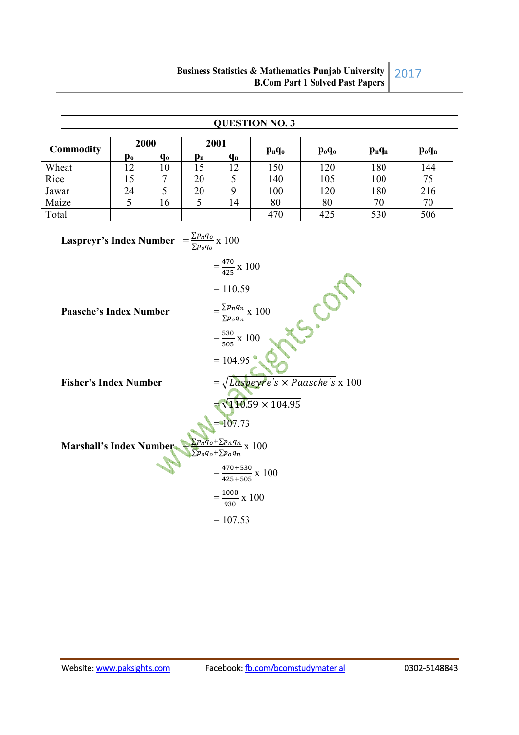## QUESTION NO. 3

| Commodity | 2000 | | 2001 | | $p_nq_o$ | $p_oq_o$ | $p_nq_n$ | $p_oq_n$ |
|---|---|---|---|---|---|---|---|---|
| | $p_o$ | $q_o$ | $p_n$ | $q_n$ | | | | |
| Wheat | 12 | 10 | 15 | 12 | 150 | 120 | 180 | 144 |
| Rice | 15 | 7 | 20 | 5 | 140 | 105 | 100 | 75 |
| Jawar | 24 | 5 | 20 | 9 | 100 | 120 | 180 | 216 |
| Maize | 5 | 16 | 5 | 14 | 80 | 80 | 70 | 70 |
| Total | | | | | 470 | 425 | 530 | 506 |

**Laspreyr's Index Number** $= \frac{\sum p_n q_o}{\sum p_o q_o} \times 100$

$= \frac{470}{425} \times 100$

$= 110.59$

**Paasche's Index Number** $= \frac{\sum p_n q_n}{\sum p_o q_n} \times 100$

$= \frac{530}{505} \times 100$

$= 104.95$

**Fisher's Index Number** $= \sqrt{Laspeyre's \times Paasche's} \times 100$

$= \sqrt{110.59 \times 104.95}$

$= 107.73$

**Marshall's Index Number** $= \frac{\sum p_n q_o + \sum p_n q_n}{\sum p_o q_o + \sum p_o q_n} \times 100$

$= \frac{470+530}{425+505} \times 100$

$= \frac{1000}{930} \times 100$

$= 107.53$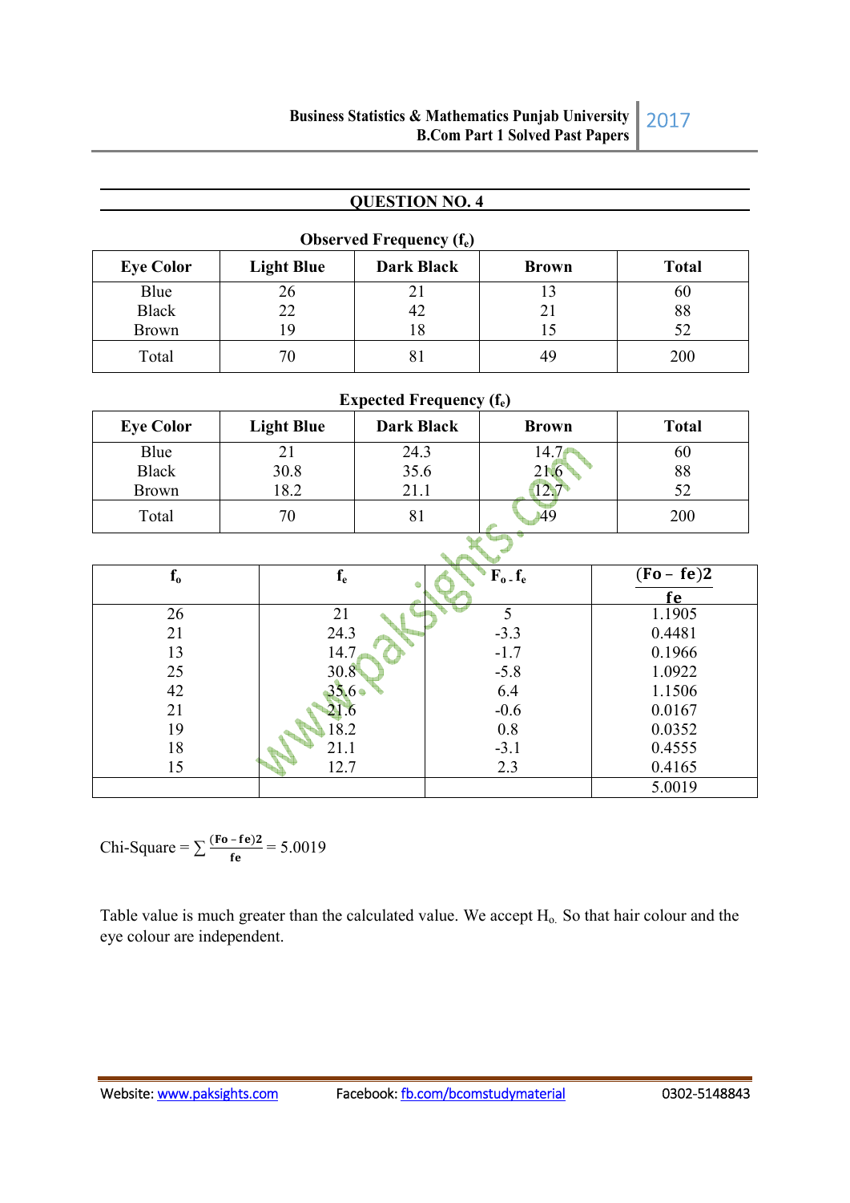## QUESTION NO. 4

**Observed Frequency ($f_e$)**

| Eye Color | Light Blue | Dark Black | Brown | Total |
|---|---|---|---|---|
| Blue | 26 | 21 | 13 | 60 |
| Black | 22 | 42 | 21 | 88 |
| Brown | 19 | 18 | 15 | 52 |
| Total | 70 | 81 | 49 | 200 |

**Expected Frequency ($f_e$)**

| Eye Color | Light Blue | Dark Black | Brown | Total |
|---|---|---|---|---|
| Blue | 21 | 24.3 | 14.7 | 60 |
| Black | 30.8 | 35.6 | 21.6 | 88 |
| Brown | 18.2 | 21.1 | 12.7 | 52 |
| Total | 70 | 81 | 49 | 200 |

| $f_o$ | $f_e$ | $F_o - f_e$ | $\frac{(Fo - fe)2}{fe}$ |
|---|---|---|---|
| 26 | 21 | 5 | 1.1905 |
| 21 | 24.3 | -3.3 | 0.4481 |
| 13 | 14.7 | -1.7 | 0.1966 |
| 25 | 30.8 | -5.8 | 1.0922 |
| 42 | 35.6 | 6.4 | 1.1506 |
| 21 | 21.6 | -0.6 | 0.0167 |
| 19 | 18.2 | 0.8 | 0.0352 |
| 18 | 21.1 | -3.1 | 0.4555 |
| 15 | 12.7 | 2.3 | 0.4165 |
| | | | 5.0019 |

Chi-Square = $\sum \frac{(Fo - fe)2}{fe} = 5.0019$

Table value is much greater than the calculated value. We accept $H_o$. So that hair colour and the eye colour are independent.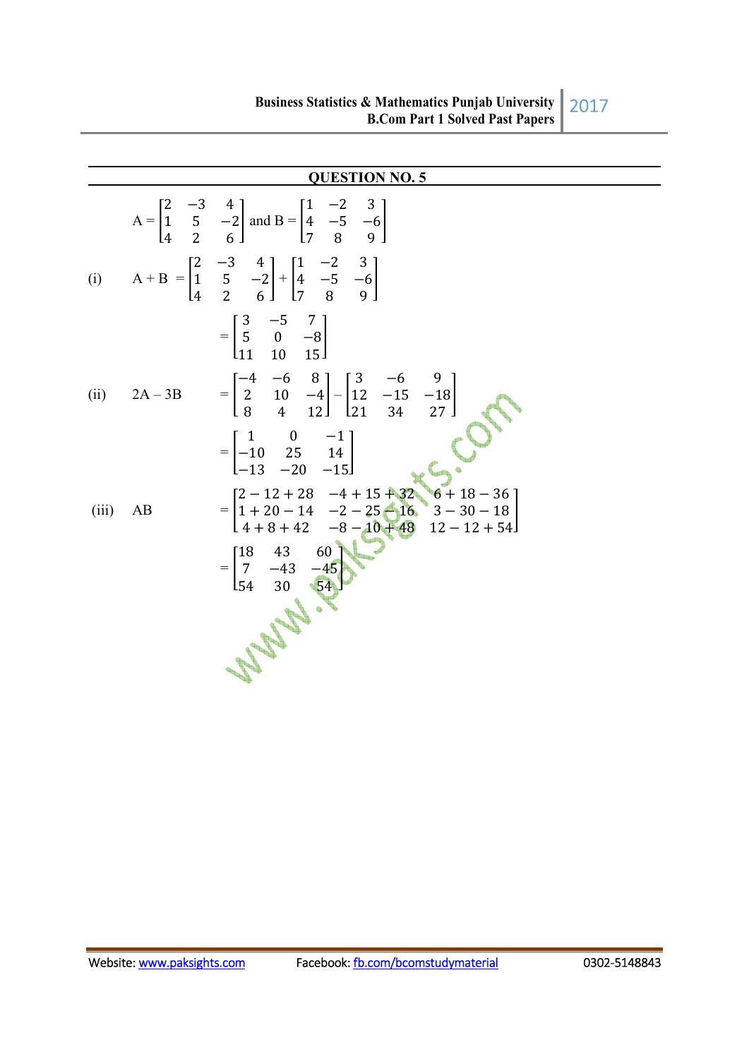## QUESTION NO. 5

$$A = \begin{bmatrix} 2 & -3 & 4 \\ 1 & 5 & -2 \\ 4 & 2 & 6 \end{bmatrix} \text{ and } B = \begin{bmatrix} 1 & -2 & 3 \\ 4 & -5 & -6 \\ 7 & 8 & 9 \end{bmatrix}$$

(i) $$A + B = \begin{bmatrix} 2 & -3 & 4 \\ 1 & 5 & -2 \\ 4 & 2 & 6 \end{bmatrix} + \begin{bmatrix} 1 & -2 & 3 \\ 4 & -5 & -6 \\ 7 & 8 & 9 \end{bmatrix}$$

$$= \begin{bmatrix} 3 & -5 & 7 \\ 5 & 0 & -8 \\ 11 & 10 & 15 \end{bmatrix}$$

(ii) $$2A - 3B = \begin{bmatrix} -4 & -6 & 8 \\ 2 & 10 & -4 \\ 8 & 4 & 12 \end{bmatrix} - \begin{bmatrix} 3 & -6 & 9 \\ 12 & -15 & -18 \\ 21 & 34 & 27 \end{bmatrix}$$

$$= \begin{bmatrix} 1 & 0 & -1 \\ -10 & 25 & 14 \\ -13 & -20 & -15 \end{bmatrix}$$

(iii) $$AB = \begin{bmatrix} 2 - 12 + 28 & -4 + 15 + 32 & 6 + 18 - 36 \\ 1 + 20 - 14 & -2 - 25 - 16 & 3 - 30 - 18 \\ 4 + 8 + 42 & -8 - 10 + 48 & 12 - 12 + 54 \end{bmatrix}$$

$$= \begin{bmatrix} 18 & 43 & 60 \\ 7 & -43 & -45 \\ 54 & 30 & 54 \end{bmatrix}$$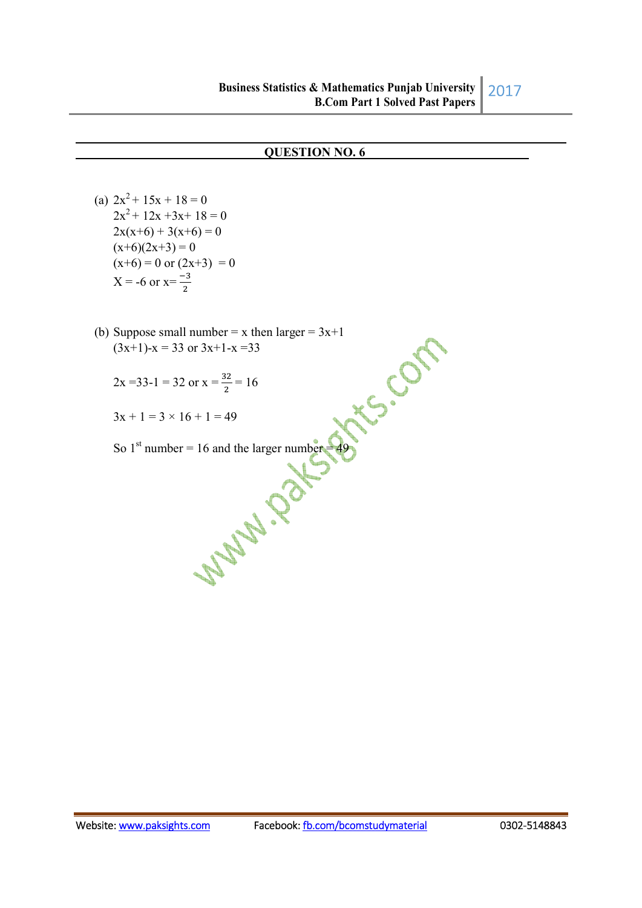## QUESTION NO. 6

(a) $2x^2 + 15x + 18 = 0$

$2x^2 + 12x + 3x + 18 = 0$

$2x(x+6) + 3(x+6) = 0$

$(x+6)(2x+3) = 0$

$(x+6) = 0$ or $(2x+3) = 0$

$X = -6$ or $x = \frac{-3}{2}$

(b) Suppose small number = x then larger = 3x+1

$(3x+1)-x = 33$ or $3x+1-x = 33$

$2x = 33-1 = 32$ or $x = \frac{32}{2} = 16$

$3x + 1 = 3 \times 16 + 1 = 49$

So 1st number = 16 and the larger number = 49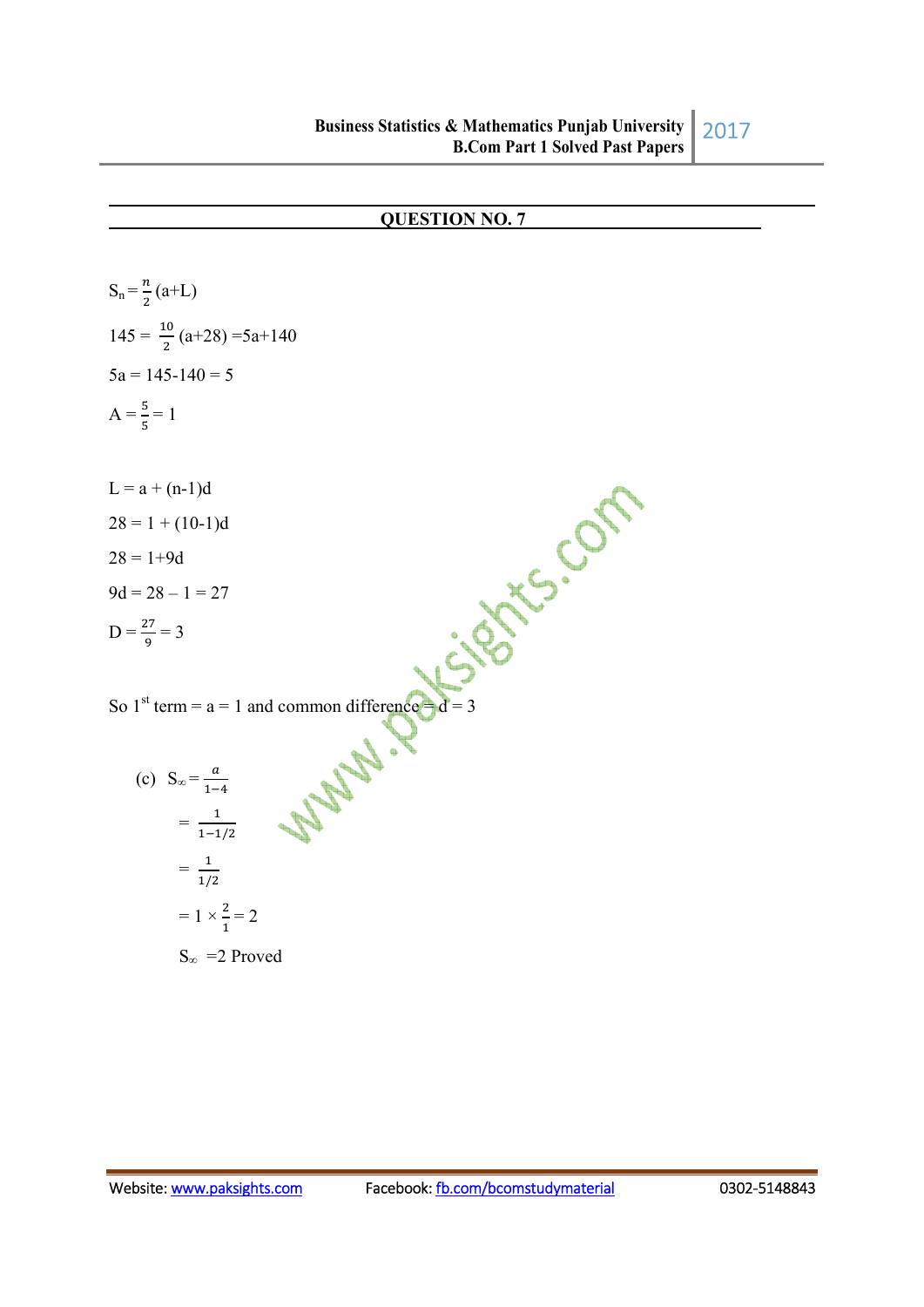## QUESTION NO. 7

$S_n = \frac{n}{2}(a+L)$

$145 = \frac{10}{2}(a+28) = 5a+140$

$5a = 145-140 = 5$

$A = \frac{5}{5} = 1$

$L = a + (n-1)d$

$28 = 1 + (10-1)d$

$28 = 1+9d$

$9d = 28 - 1 = 27$

$D = \frac{27}{9} = 3$

So 1st term = a = 1 and common difference = d = 3

(c) $S_\infty = \frac{a}{1-4}$

$= \frac{1}{1-1/2}$

$= \frac{1}{1/2}$

$= 1 \times \frac{2}{1} = 2$

$S_\infty = 2$ Proved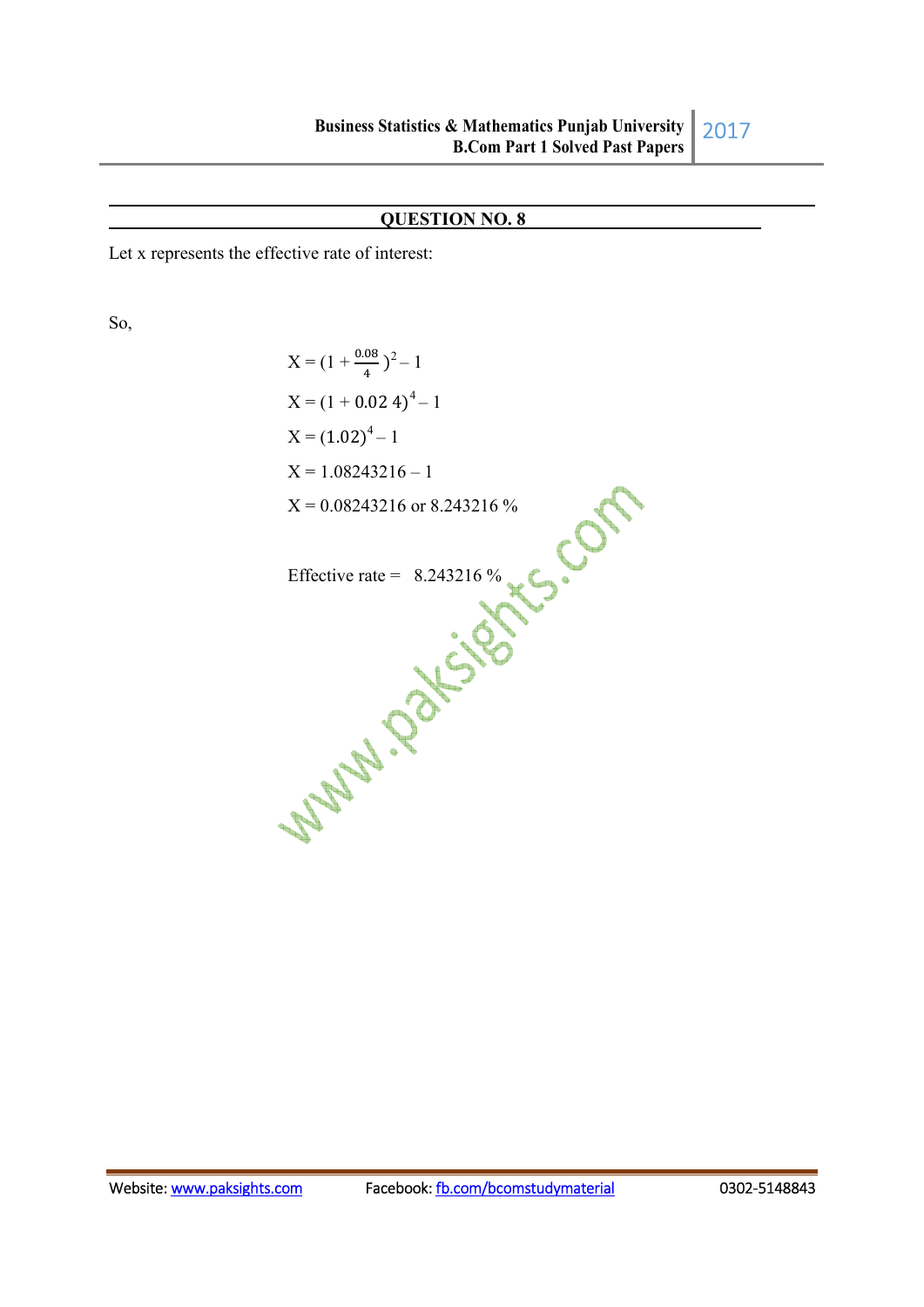## QUESTION NO. 8

Let x represents the effective rate of interest:

So,

$$X = (1 + \frac{0.08}{4})^{2} - 1$$

$$X = (1 + 0.02\ 4)^{4} - 1$$

$$X = (1.02)^{4} - 1$$

$$X = 1.08243216 - 1$$

$$X = 0.08243216 \text{ or } 8.243216\ \%$$

Effective rate = 8.243216 %